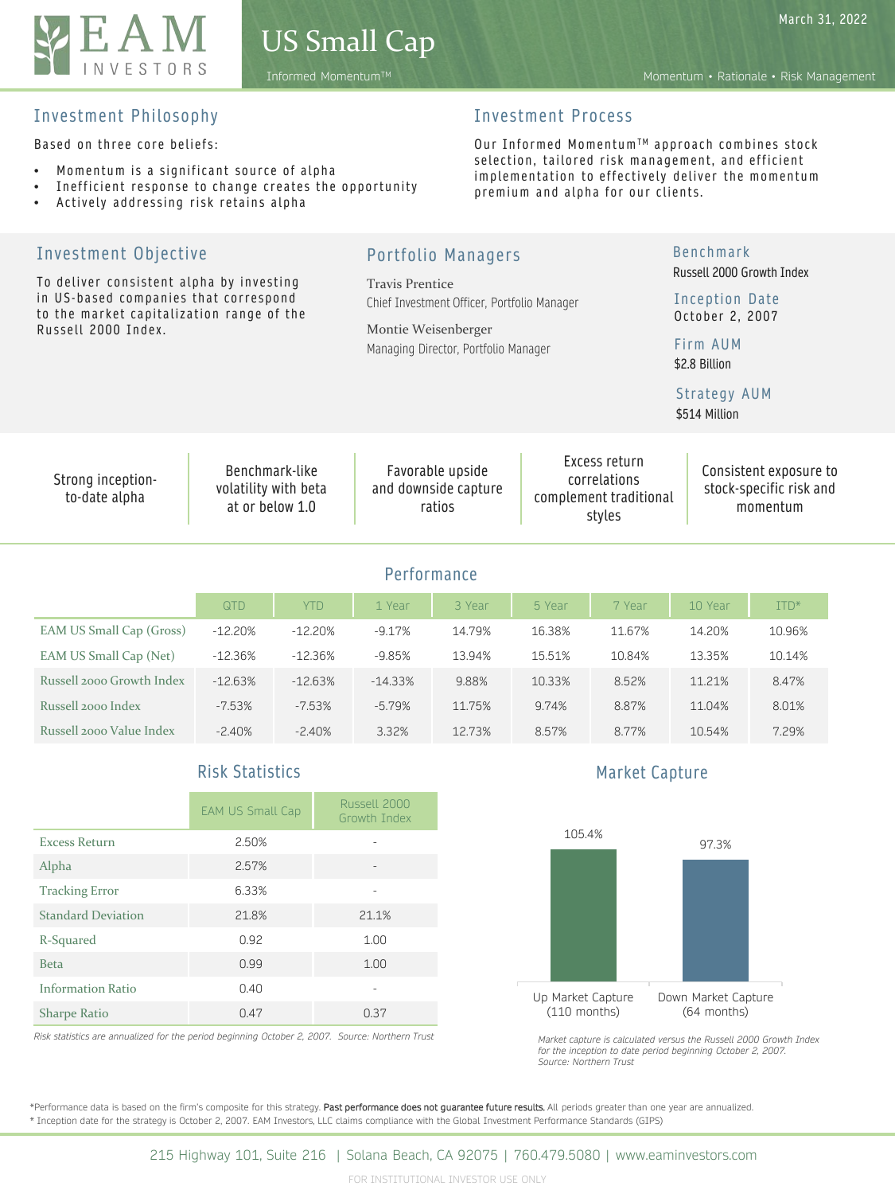EAM INVESTORS

# US Small Cap

Informed Momentum™

March 31, 2022

Momentum • Rationale • Risk Management

## Investment Philosophy

Based on three core beliefs:

- Momentum is a significant source of alpha
- Inefficient response to change creates the opportunity
- Actively addressing risk retains alpha

## Investment Process

Our Informed Momentum™ approach combines stock selection, tailored risk management, and efficient implementation to effectively deliver the momentum premium and alpha for our clients.

## Investment Objective

To deliver consistent alpha by investing in US-based companies that correspond to the market capitalization range of the Russell 2000 Index.

## Portfolio Managers

Travis Prentice
Chief Investment Officer, Portfolio Manager

Montie Weisenberger
Managing Director, Portfolio Manager

**Benchmark**
Russell 2000 Growth Index

**Inception Date**
October 2, 2007

**Firm AUM**
$2.8 Billion

**Strategy AUM**
$514 Million

Strong inception-to-date alpha | Benchmark-like volatility with beta at or below 1.0 | Favorable upside and downside capture ratios | Excess return correlations complement traditional styles | Consistent exposure to stock-specific risk and momentum

## Performance

| | QTD | YTD | 1 Year | 3 Year | 5 Year | 7 Year | 10 Year | ITD* |
|---|---|---|---|---|---|---|---|---|
| EAM US Small Cap (Gross) | -12.20% | -12.20% | -9.17% | 14.79% | 16.38% | 11.67% | 14.20% | 10.96% |
| EAM US Small Cap (Net) | -12.36% | -12.36% | -9.85% | 13.94% | 15.51% | 10.84% | 13.35% | 10.14% |
| Russell 2000 Growth Index | -12.63% | -12.63% | -14.33% | 9.88% | 10.33% | 8.52% | 11.21% | 8.47% |
| Russell 2000 Index | -7.53% | -7.53% | -5.79% | 11.75% | 9.74% | 8.87% | 11.04% | 8.01% |
| Russell 2000 Value Index | -2.40% | -2.40% | 3.32% | 12.73% | 8.57% | 8.77% | 10.54% | 7.29% |

## Risk Statistics

| | EAM US Small Cap | Russell 2000 Growth Index |
|---|---|---|
| Excess Return | 2.50% | - |
| Alpha | 2.57% | - |
| Tracking Error | 6.33% | - |
| Standard Deviation | 21.8% | 21.1% |
| R-Squared | 0.92 | 1.00 |
| Beta | 0.99 | 1.00 |
| Information Ratio | 0.40 | - |
| Sharpe Ratio | 0.47 | 0.37 |

*Risk statistics are annualized for the period beginning October 2, 2007. Source: Northern Trust*

## Market Capture

105.4%
97.3%
Up Market Capture (110 months)
Down Market Capture (64 months)

*Market capture is calculated versus the Russell 2000 Growth Index for the inception to date period beginning October 2, 2007. Source: Northern Trust*

*Performance data is based on the firm's composite for this strategy. **Past performance does not guarantee future results.** All periods greater than one year are annualized.
* Inception date for the strategy is October 2, 2007. EAM Investors, LLC claims compliance with the Global Investment Performance Standards (GIPS)

215 Highway 101, Suite 216 | Solana Beach, CA 92075 | 760.479.5080 | www.eaminvestors.com

FOR INSTITUTIONAL INVESTOR USE ONLY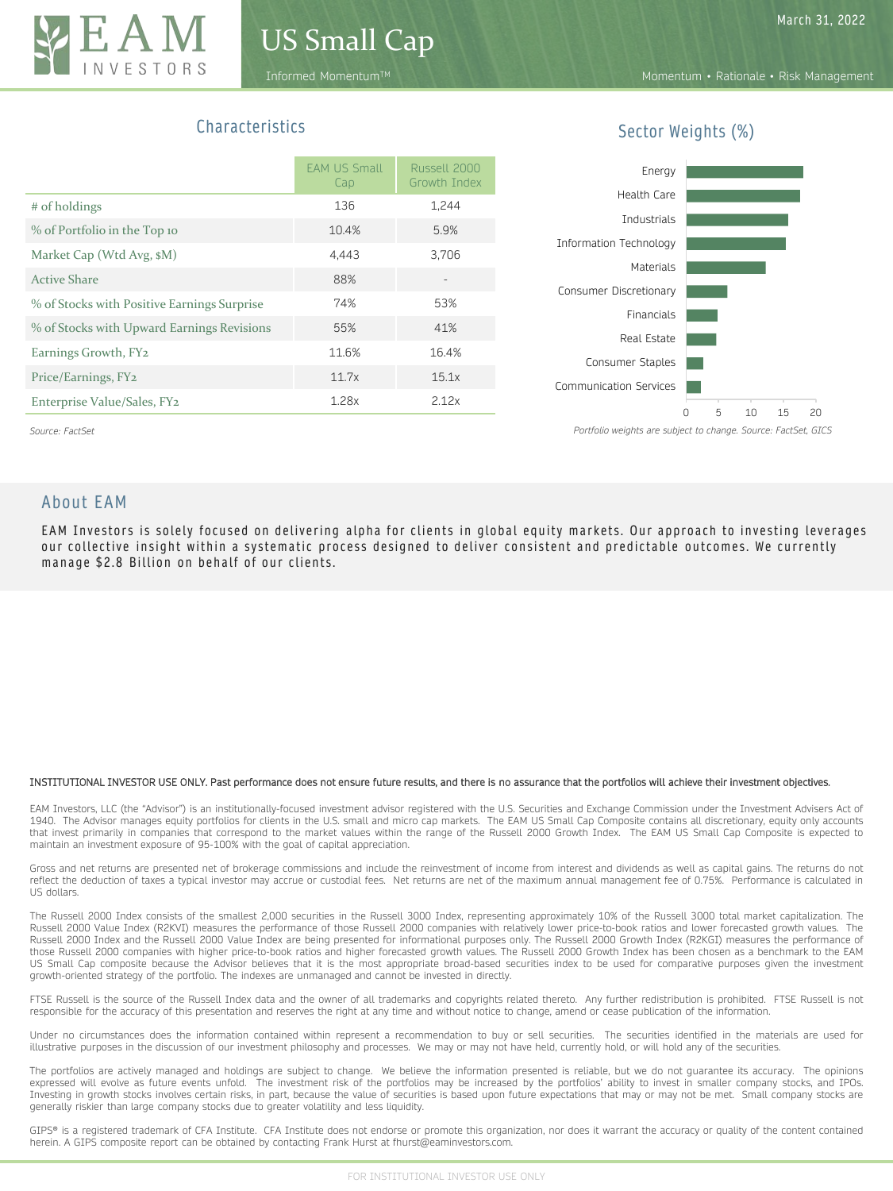# US Small Cap

Informed Momentum™

Momentum • Rationale • Risk Management

March 31, 2022

## Characteristics

| | EAM US Small Cap | Russell 2000 Growth Index |
|---|---|---|
| # of holdings | 136 | 1,244 |
| % of Portfolio in the Top 10 | 10.4% | 5.9% |
| Market Cap (Wtd Avg, $M) | 4,443 | 3,706 |
| Active Share | 88% | - |
| % of Stocks with Positive Earnings Surprise | 74% | 53% |
| % of Stocks with Upward Earnings Revisions | 55% | 41% |
| Earnings Growth, FY2 | 11.6% | 16.4% |
| Price/Earnings, FY2 | 11.7x | 15.1x |
| Enterprise Value/Sales, FY2 | 1.28x | 2.12x |

*Source: FactSet*

## Sector Weights (%)

Energy
Health Care
Industrials
Information Technology
Materials
Consumer Discretionary
Financials
Real Estate
Consumer Staples
Communication Services

0 5 10 15 20

*Portfolio weights are subject to change. Source: FactSet, GICS*

## About EAM

EAM Investors is solely focused on delivering alpha for clients in global equity markets. Our approach to investing leverages our collective insight within a systematic process designed to deliver consistent and predictable outcomes. We currently manage $2.8 Billion on behalf of our clients.

INSTITUTIONAL INVESTOR USE ONLY. Past performance does not ensure future results, and there is no assurance that the portfolios will achieve their investment objectives.

EAM Investors, LLC (the "Advisor") is an institutionally-focused investment advisor registered with the U.S. Securities and Exchange Commission under the Investment Advisers Act of 1940. The Advisor manages equity portfolios for clients in the U.S. small and micro cap markets. The EAM US Small Cap Composite contains all discretionary, equity only accounts that invest primarily in companies that correspond to the market values within the range of the Russell 2000 Growth Index. The EAM US Small Cap Composite is expected to maintain an investment exposure of 95-100% with the goal of capital appreciation.

Gross and net returns are presented net of brokerage commissions and include the reinvestment of income from interest and dividends as well as capital gains. The returns do not reflect the deduction of taxes a typical investor may accrue or custodial fees. Net returns are net of the maximum annual management fee of 0.75%. Performance is calculated in US dollars.

The Russell 2000 Index consists of the smallest 2,000 securities in the Russell 3000 Index, representing approximately 10% of the Russell 3000 total market capitalization. The Russell 2000 Value Index (R2KVI) measures the performance of those Russell 2000 companies with relatively lower price-to-book ratios and lower forecasted growth values. The Russell 2000 Index and the Russell 2000 Value Index are being presented for informational purposes only. The Russell 2000 Growth Index (R2KGI) measures the performance of those Russell 2000 companies with higher price-to-book ratios and higher forecasted growth values. The Russell 2000 Growth Index has been chosen as a benchmark to the EAM US Small Cap composite because the Advisor believes that it is the most appropriate broad-based securities index to be used for comparative purposes given the investment growth-oriented strategy of the portfolio. The indexes are unmanaged and cannot be invested in directly.

FTSE Russell is the source of the Russell Index data and the owner of all trademarks and copyrights related thereto. Any further redistribution is prohibited. FTSE Russell is not responsible for the accuracy of this presentation and reserves the right at any time and without notice to change, amend or cease publication of the information.

Under no circumstances does the information contained within represent a recommendation to buy or sell securities. The securities identified in the materials are used for illustrative purposes in the discussion of our investment philosophy and processes. We may or may not have held, currently hold, or will hold any of the securities.

The portfolios are actively managed and holdings are subject to change. We believe the information presented is reliable, but we do not guarantee its accuracy. The opinions expressed will evolve as future events unfold. The investment risk of the portfolios may be increased by the portfolios' ability to invest in smaller company stocks, and IPOs. Investing in growth stocks involves certain risks, in part, because the value of securities is based upon future expectations that may or may not be met. Small company stocks are generally riskier than large company stocks due to greater volatility and less liquidity.

GIPS® is a registered trademark of CFA Institute. CFA Institute does not endorse or promote this organization, nor does it warrant the accuracy or quality of the content contained herein. A GIPS composite report can be obtained by contacting Frank Hurst at fhurst@eaminvestors.com.